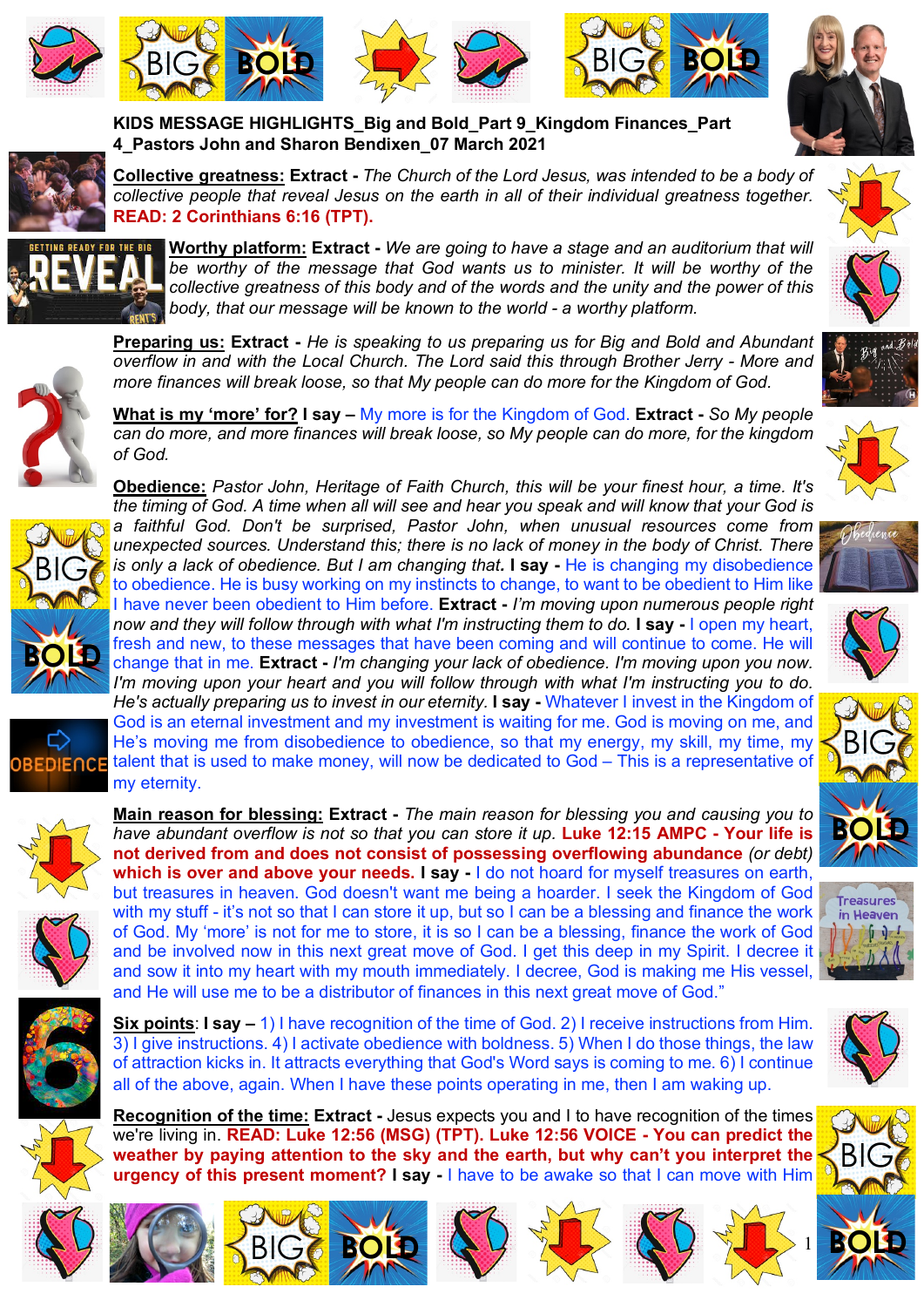**KIDS MESSAGE HIGHLIGHTS_Big and Bold_Part 9_Kingdom Finances_Part 4_Pastors John and Sharon Bendixen_07 March 2021**

**Collective greatness: Extract -** *The Church of the Lord Jesus, was intended to be a body of collective people that reveal Jesus on the earth in all of their individual greatness together.* **READ: 2 Corinthians 6:16 (TPT).**

**Worthy platform: Extract -** *We are going to have a stage and an auditorium that will be worthy of the message that God wants us to minister. It will be worthy of the collective greatness of this body and of the words and the unity and the power of this body, that our message will be known to the world - a worthy platform.*

**Preparing us: Extract -** *He is speaking to us preparing us for Big and Bold and Abundant overflow in and with the Local Church. The Lord said this through Brother Jerry - More and more finances will break loose, so that My people can do more for the Kingdom of God.*

**What is my 'more' for? I say –** My more is for the Kingdom of God. **Extract -** *So My people can do more, and more finances will break loose, so My people can do more, for the kingdom of God.*

**Obedience:** *Pastor John, Heritage of Faith Church, this will be your finest hour, a time. It's the timing of God. A time when all will see and hear you speak and will know that your God is a faithful God. Don't be surprised, Pastor John, when unusual resources come from unexpected sources. Understand this; there is no lack of money in the body of Christ. There is only a lack of obedience. But I am changing that.* **I say -** He is changing my disobedience to obedience. He is busy working on my instincts to change, to want to be obedient to Him like I have never been obedient to Him before. **Extract -** *I'm moving upon numerous people right now and they will follow through with what I'm instructing them to do.* **I say -** I open my heart, fresh and new, to these messages that have been coming and will continue to come. He will change that in me. **Extract -** *I'm changing your lack of obedience. I'm moving upon you now. I'm moving upon your heart and you will follow through with what I'm instructing you to do. He's actually preparing us to invest in our eternity.* **I say -** Whatever I invest in the Kingdom of God is an eternal investment and my investment is waiting for me. God is moving on me, and He's moving me from disobedience to obedience, so that my energy, my skill, my time, my talent that is used to make money, will now be dedicated to God – This is a representative of my eternity.

**Main reason for blessing: Extract -** *The main reason for blessing you and causing you to have abundant overflow is not so that you can store it up.* **Luke 12:15 AMPC - Your life is not derived from and does not consist of possessing overflowing abundance** (or debt) **which is over and above your needs. I say -** I do not hoard for myself treasures on earth, but treasures in heaven. God doesn't want me being a hoarder. I seek the Kingdom of God with my stuff - it's not so that I can store it up, but so I can be a blessing and finance the work of God. My 'more' is not for me to store, it is so I can be a blessing, finance the work of God and be involved now in this next great move of God. I get this deep in my Spirit. I decree it and sow it into my heart with my mouth immediately. I decree, God is making me His vessel, and He will use me to be a distributor of finances in this next great move of God."

**Six points: I say –** 1) I have recognition of the time of God. 2) I receive instructions from Him. 3) I give instructions. 4) I activate obedience with boldness. 5) When I do those things, the law of attraction kicks in. It attracts everything that God's Word says is coming to me. 6) I continue all of the above, again. When I have these points operating in me, then I am waking up.

**Recognition of the time: Extract -** Jesus expects you and I to have recognition of the times we're living in. **READ: Luke 12:56 (MSG) (TPT). Luke 12:56 VOICE - You can predict the weather by paying attention to the sky and the earth, but why can't you interpret the urgency of this present moment? I say -** I have to be awake so that I can move with Him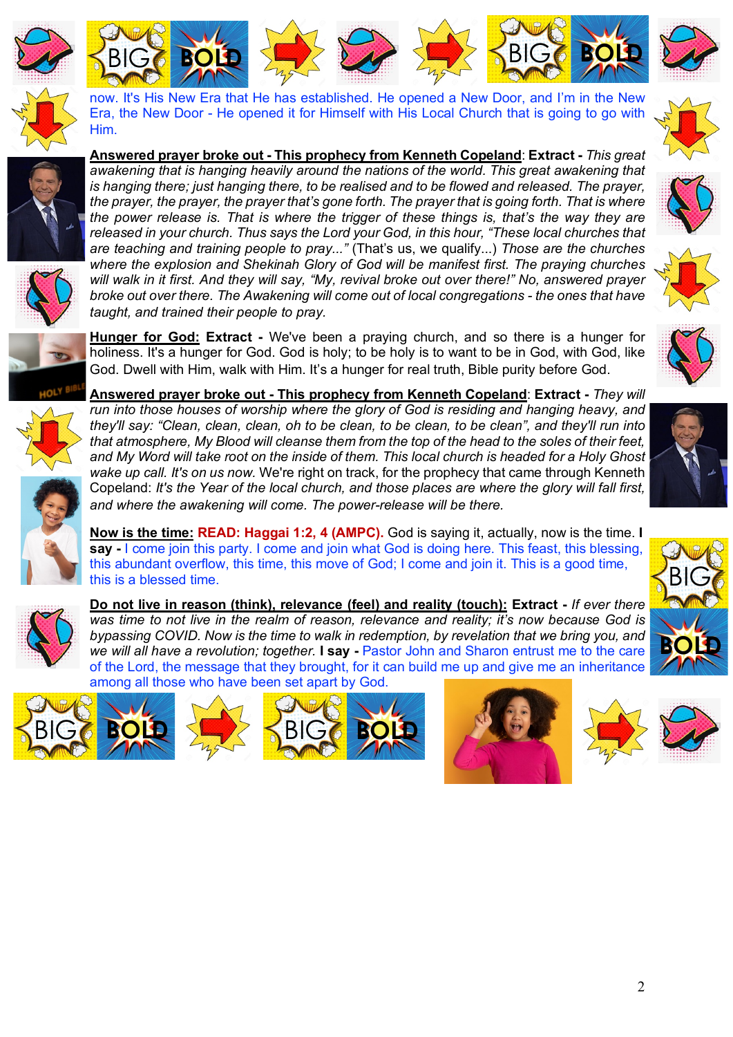now. It's His New Era that He has established. He opened a New Door, and I'm in the New Era, the New Door - He opened it for Himself with His Local Church that is going to go with Him.

**Answered prayer broke out - This prophecy from Kenneth Copeland**: **Extract -** *This great awakening that is hanging heavily around the nations of the world. This great awakening that is hanging there; just hanging there, to be realised and to be flowed and released. The prayer, the prayer, the prayer, the prayer that's gone forth. The prayer that is going forth. That is where the power release is. That is where the trigger of these things is, that's the way they are released in your church. Thus says the Lord your God, in this hour, "These local churches that are teaching and training people to pray..."* (That's us, we qualify...) *Those are the churches where the explosion and Shekinah Glory of God will be manifest first. The praying churches will walk in it first. And they will say, "My, revival broke out over there!" No, answered prayer broke out over there. The Awakening will come out of local congregations - the ones that have taught, and trained their people to pray.*

**Hunger for God: Extract -** We've been a praying church, and so there is a hunger for holiness. It's a hunger for God. God is holy; to be holy is to want to be in God, with God, like God. Dwell with Him, walk with Him. It's a hunger for real truth, Bible purity before God.

**Answered prayer broke out - This prophecy from Kenneth Copeland**: **Extract -** *They will run into those houses of worship where the glory of God is residing and hanging heavy, and they'll say: "Clean, clean, clean, oh to be clean, to be clean, to be clean", and they'll run into that atmosphere, My Blood will cleanse them from the top of the head to the soles of their feet, and My Word will take root on the inside of them. This local church is headed for a Holy Ghost wake up call. It's on us now.* We're right on track, for the prophecy that came through Kenneth Copeland: *It's the Year of the local church, and those places are where the glory will fall first, and where the awakening will come. The power-release will be there.*

**Now is the time:** **READ: Haggai 1:2, 4 (AMPC).** God is saying it, actually, now is the time. **I say -** I come join this party. I come and join what God is doing here. This feast, this blessing, this abundant overflow, this time, this move of God; I come and join it. This is a good time, this is a blessed time.

**Do not live in reason (think), relevance (feel) and reality (touch): Extract -** *If ever there was time to not live in the realm of reason, relevance and reality; it's now because God is bypassing COVID. Now is the time to walk in redemption, by revelation that we bring you, and we will all have a revolution; together.* **I say -** Pastor John and Sharon entrust me to the care of the Lord, the message that they brought, for it can build me up and give me an inheritance among all those who have been set apart by God.